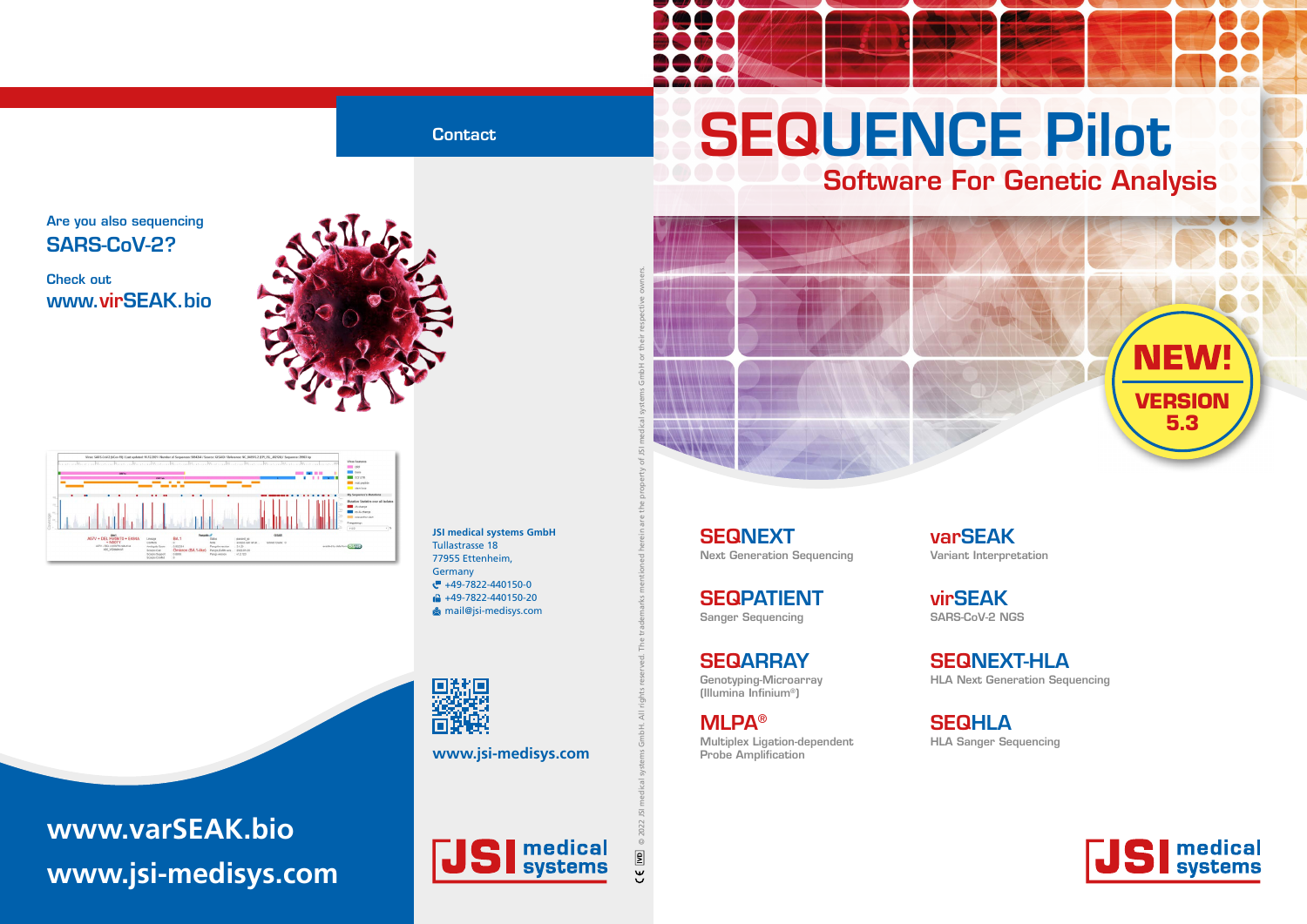## Are you also sequencing SARS-CoV-2?

Check out
www.virSEAK.bio

www.varSEAK.bio
www.jsi-medisys.com

## Contact

**JSI medical systems GmbH**
Tullastrasse 18
77955 Ettenheim,
Germany
+49-7822-440150-0
+49-7822-440150-20
mail@jsi-medisys.com

www.jsi-medisys.com

JSI medical systems

© 2022 JSI medical systems GmbH. All rights reserved. The trademarks mentioned herein are the property of JSI medical systems GmbH or their respective owners.

IVD CE

# SEQUENCE Pilot

## Software For Genetic Analysis

NEW! VERSION 5.3

**SEQNEXT**
Next Generation Sequencing

**varSEAK**
Variant Interpretation

**SEQPATIENT**
Sanger Sequencing

**virSEAK**
SARS-CoV-2 NGS

**SEQARRAY**
Genotyping-Microarray (Illumina Infinium®)

**SEQNEXT-HLA**
HLA Next Generation Sequencing

**MLPA®**
Multiplex Ligation-dependent Probe Amplification

**SEQHLA**
HLA Sanger Sequencing

JSI medical systems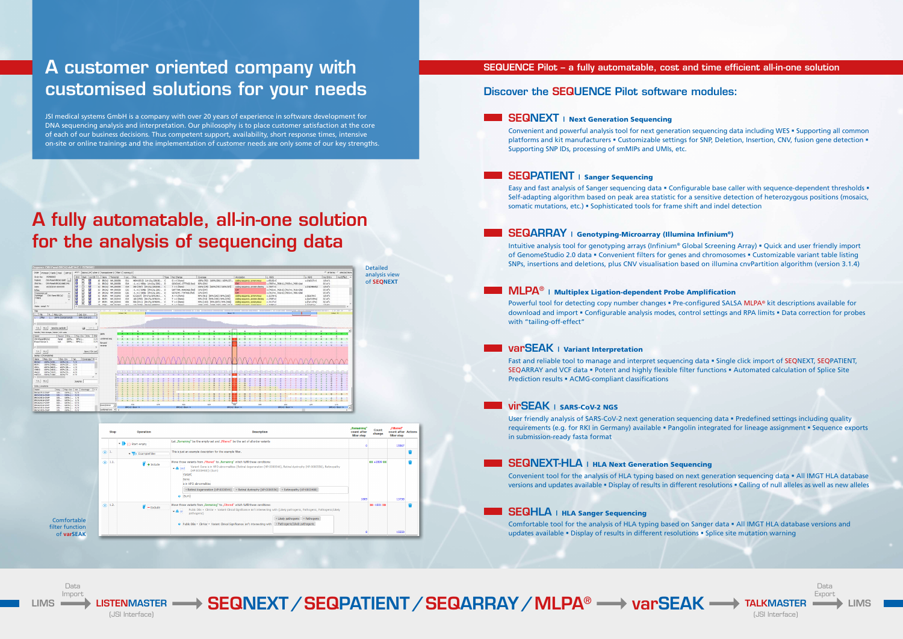# A customer oriented company with customised solutions for your needs

JSI medical systems GmbH is a company with over 20 years of experience in software development for DNA sequencing analysis and interpretation. Our philosophy is to place customer satisfaction at the core of each of our business decisions. Thus competent support, availability, short response times, intensive on-site or online trainings and the implementation of customer needs are only some of our key strengths.

# A fully automatable, all-in-one solution for the analysis of sequencing data

Detailed analysis view of SEQNEXT

Comfortable filter function of varSEAK

## SEQUENCE Pilot – a fully automatable, cost and time efficient all-in-one solution

### Discover the SEQUENCE Pilot software modules:

#### SEQNEXT | Next Generation Sequencing

Convenient and powerful analysis tool for next generation sequencing data including WES ▪ Supporting all common platforms and kit manufacturers ▪ Customizable settings for SNP, Deletion, Insertion, CNV, fusion gene detection ▪ Supporting SNP IDs, processing of smMIPs and UMIs, etc.

#### SEQPATIENT | Sanger Sequencing

Easy and fast analysis of Sanger sequencing data ▪ Configurable base caller with sequence-dependent thresholds ▪ Self-adapting algorithm based on peak area statistic for a sensitive detection of heterozygous positions (mosaics, somatic mutations, etc.) ▪ Sophisticated tools for frame shift and indel detection

#### SEQARRAY | Genotyping-Microarray (Illumina Infinium®)

Intuitive analysis tool for genotyping arrays (Infinium® Global Screening Array) ▪ Quick and user friendly import of GenomeStudio 2.0 data ▪ Convenient filters for genes and chromosomes ▪ Customizable variant table listing SNPs, insertions and deletions, plus CNV visualisation based on illumina cnvPartition algorithm (version 3.1.4)

#### MLPA® | Multiplex Ligation-dependent Probe Amplification

Powerful tool for detecting copy number changes ▪ Pre-configured SALSA MLPA® kit descriptions available for download and import ▪ Configurable analysis modes, control settings and RPA limits ▪ Data correction for probes with "tailing-off-effect"

#### varSEAK | Variant Interpretation

Fast and reliable tool to manage and interpret sequencing data ▪ Single click import of SEQNEXT, SEQPATIENT, SEQARRAY and VCF data ▪ Potent and highly flexible filter functions ▪ Automated calculation of Splice Site Prediction results ▪ ACMG-compliant classifications

#### virSEAK | SARS-CoV-2 NGS

User friendly analysis of SARS-CoV-2 next generation sequencing data ▪ Predefined settings including quality requirements (e.g. for RKI in Germany) available ▪ Pangolin integrated for lineage assignment ▪ Sequence exports in submission-ready fasta format

#### SEQNEXT-HLA | HLA Next Generation Sequencing

Convenient tool for the analysis of HLA typing based on next generation sequencing data ▪ All IMGT HLA database versions and updates available ▪ Display of results in different resolutions ▪ Calling of null alleles as well as new alleles

#### SEQHLA | HLA Sanger Sequencing

Comfortable tool for the analysis of HLA typing based on Sanger data ▪ All IMGT HLA database versions and updates available ▪ Display of results in different resolutions ▪ Splice site mutation warning

LIMS → Data Import → LISTENMASTER (JSI Interface) → SEQNEXT / SEQPATIENT / SEQARRAY / MLPA® → varSEAK → TALKMASTER (JSI Interface) → Data Export → LIMS